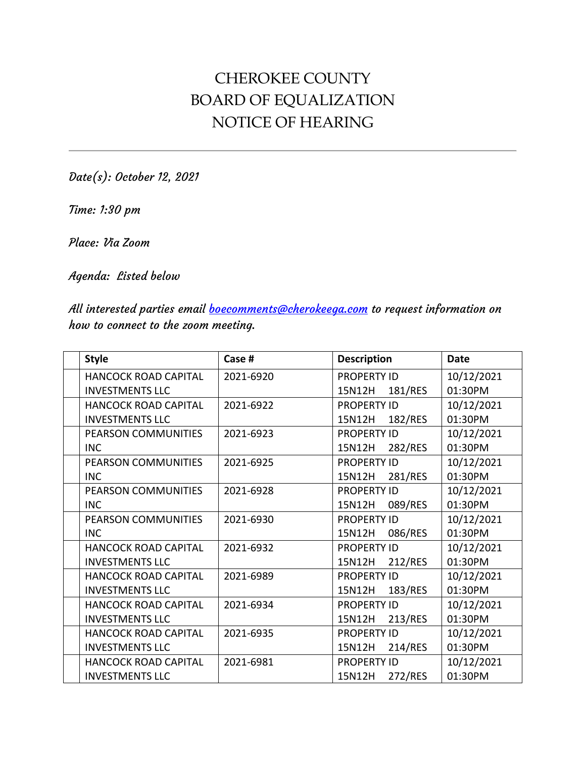# CHEROKEE COUNTY
# BOARD OF EQUALIZATION
# NOTICE OF HEARING

---

*Date(s): October 12, 2021*

*Time: 1:30 pm*

*Place: Via Zoom*

*Agenda: Listed below*

*All interested parties email boecomments@cherokeega.com to request information on how to connect to the zoom meeting.*

| | Style | Case # | Description | Date |
|---|---|---|---|---|
| | HANCOCK ROAD CAPITAL INVESTMENTS LLC | 2021-6920 | PROPERTY ID 15N12H 181/RES | 10/12/2021 01:30PM |
| | HANCOCK ROAD CAPITAL INVESTMENTS LLC | 2021-6922 | PROPERTY ID 15N12H 182/RES | 10/12/2021 01:30PM |
| | PEARSON COMMUNITIES INC | 2021-6923 | PROPERTY ID 15N12H 282/RES | 10/12/2021 01:30PM |
| | PEARSON COMMUNITIES INC | 2021-6925 | PROPERTY ID 15N12H 281/RES | 10/12/2021 01:30PM |
| | PEARSON COMMUNITIES INC | 2021-6928 | PROPERTY ID 15N12H 089/RES | 10/12/2021 01:30PM |
| | PEARSON COMMUNITIES INC | 2021-6930 | PROPERTY ID 15N12H 086/RES | 10/12/2021 01:30PM |
| | HANCOCK ROAD CAPITAL INVESTMENTS LLC | 2021-6932 | PROPERTY ID 15N12H 212/RES | 10/12/2021 01:30PM |
| | HANCOCK ROAD CAPITAL INVESTMENTS LLC | 2021-6989 | PROPERTY ID 15N12H 183/RES | 10/12/2021 01:30PM |
| | HANCOCK ROAD CAPITAL INVESTMENTS LLC | 2021-6934 | PROPERTY ID 15N12H 213/RES | 10/12/2021 01:30PM |
| | HANCOCK ROAD CAPITAL INVESTMENTS LLC | 2021-6935 | PROPERTY ID 15N12H 214/RES | 10/12/2021 01:30PM |
| | HANCOCK ROAD CAPITAL INVESTMENTS LLC | 2021-6981 | PROPERTY ID 15N12H 272/RES | 10/12/2021 01:30PM |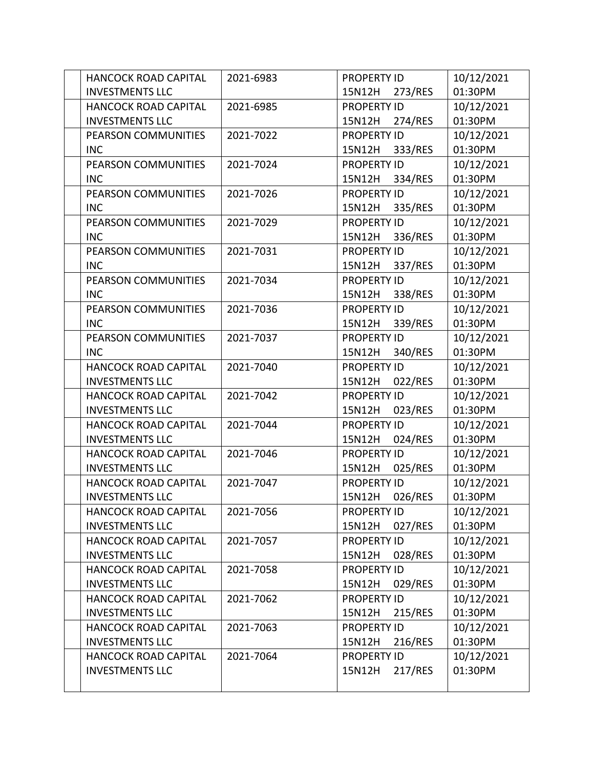| | | | | |
|---|---|---|---|---|
| | HANCOCK ROAD CAPITAL INVESTMENTS LLC | 2021-6983 | PROPERTY ID 15N12H 273/RES | 10/12/2021 01:30PM |
| | HANCOCK ROAD CAPITAL INVESTMENTS LLC | 2021-6985 | PROPERTY ID 15N12H 274/RES | 10/12/2021 01:30PM |
| | PEARSON COMMUNITIES INC | 2021-7022 | PROPERTY ID 15N12H 333/RES | 10/12/2021 01:30PM |
| | PEARSON COMMUNITIES INC | 2021-7024 | PROPERTY ID 15N12H 334/RES | 10/12/2021 01:30PM |
| | PEARSON COMMUNITIES INC | 2021-7026 | PROPERTY ID 15N12H 335/RES | 10/12/2021 01:30PM |
| | PEARSON COMMUNITIES INC | 2021-7029 | PROPERTY ID 15N12H 336/RES | 10/12/2021 01:30PM |
| | PEARSON COMMUNITIES INC | 2021-7031 | PROPERTY ID 15N12H 337/RES | 10/12/2021 01:30PM |
| | PEARSON COMMUNITIES INC | 2021-7034 | PROPERTY ID 15N12H 338/RES | 10/12/2021 01:30PM |
| | PEARSON COMMUNITIES INC | 2021-7036 | PROPERTY ID 15N12H 339/RES | 10/12/2021 01:30PM |
| | PEARSON COMMUNITIES INC | 2021-7037 | PROPERTY ID 15N12H 340/RES | 10/12/2021 01:30PM |
| | HANCOCK ROAD CAPITAL INVESTMENTS LLC | 2021-7040 | PROPERTY ID 15N12H 022/RES | 10/12/2021 01:30PM |
| | HANCOCK ROAD CAPITAL INVESTMENTS LLC | 2021-7042 | PROPERTY ID 15N12H 023/RES | 10/12/2021 01:30PM |
| | HANCOCK ROAD CAPITAL INVESTMENTS LLC | 2021-7044 | PROPERTY ID 15N12H 024/RES | 10/12/2021 01:30PM |
| | HANCOCK ROAD CAPITAL INVESTMENTS LLC | 2021-7046 | PROPERTY ID 15N12H 025/RES | 10/12/2021 01:30PM |
| | HANCOCK ROAD CAPITAL INVESTMENTS LLC | 2021-7047 | PROPERTY ID 15N12H 026/RES | 10/12/2021 01:30PM |
| | HANCOCK ROAD CAPITAL INVESTMENTS LLC | 2021-7056 | PROPERTY ID 15N12H 027/RES | 10/12/2021 01:30PM |
| | HANCOCK ROAD CAPITAL INVESTMENTS LLC | 2021-7057 | PROPERTY ID 15N12H 028/RES | 10/12/2021 01:30PM |
| | HANCOCK ROAD CAPITAL INVESTMENTS LLC | 2021-7058 | PROPERTY ID 15N12H 029/RES | 10/12/2021 01:30PM |
| | HANCOCK ROAD CAPITAL INVESTMENTS LLC | 2021-7062 | PROPERTY ID 15N12H 215/RES | 10/12/2021 01:30PM |
| | HANCOCK ROAD CAPITAL INVESTMENTS LLC | 2021-7063 | PROPERTY ID 15N12H 216/RES | 10/12/2021 01:30PM |
| | HANCOCK ROAD CAPITAL INVESTMENTS LLC | 2021-7064 | PROPERTY ID 15N12H 217/RES | 10/12/2021 01:30PM |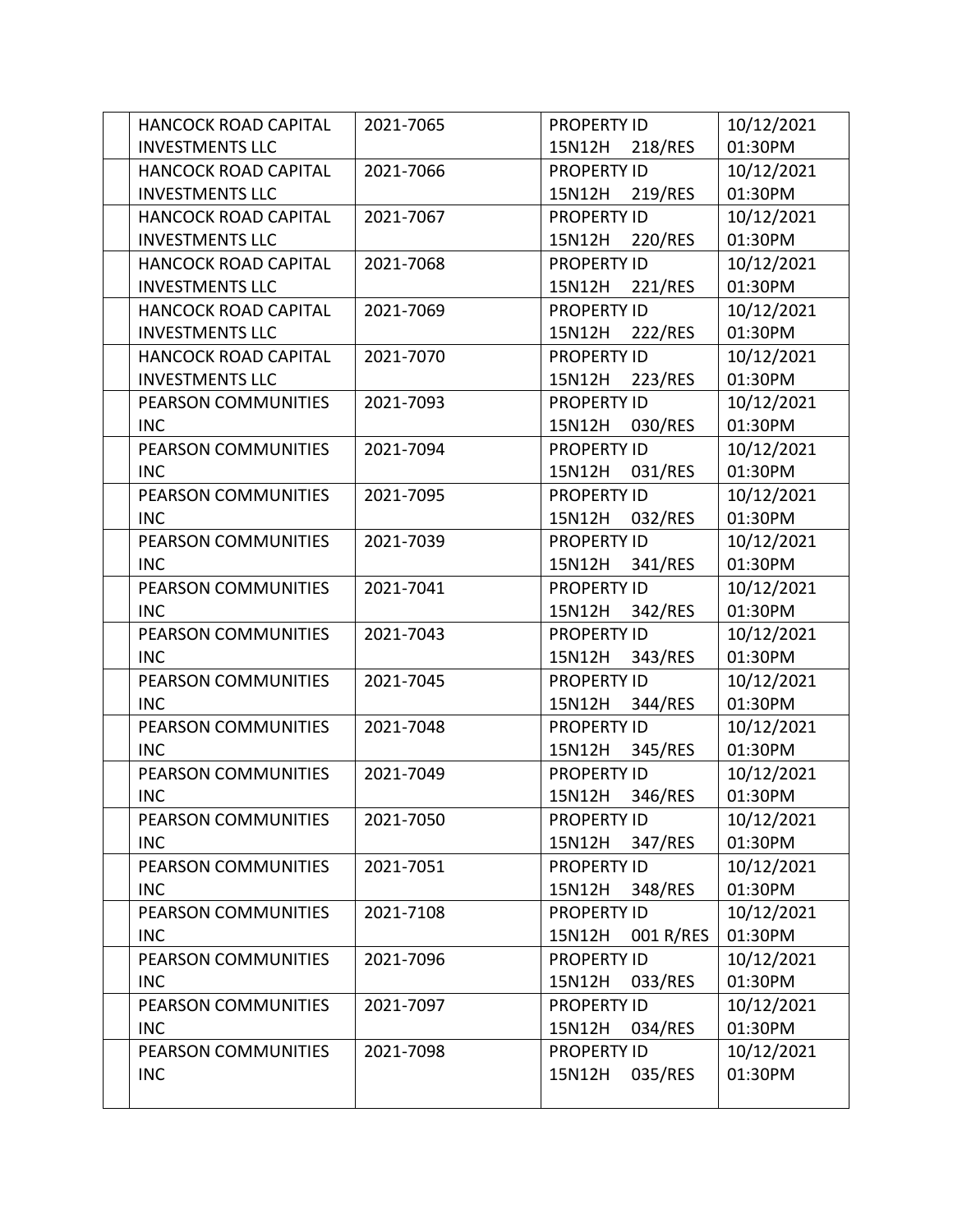| | | | | |
|---|---|---|---|---|
| | HANCOCK ROAD CAPITAL INVESTMENTS LLC | 2021-7065 | PROPERTY ID 15N12H 218/RES | 10/12/2021 01:30PM |
| | HANCOCK ROAD CAPITAL INVESTMENTS LLC | 2021-7066 | PROPERTY ID 15N12H 219/RES | 10/12/2021 01:30PM |
| | HANCOCK ROAD CAPITAL INVESTMENTS LLC | 2021-7067 | PROPERTY ID 15N12H 220/RES | 10/12/2021 01:30PM |
| | HANCOCK ROAD CAPITAL INVESTMENTS LLC | 2021-7068 | PROPERTY ID 15N12H 221/RES | 10/12/2021 01:30PM |
| | HANCOCK ROAD CAPITAL INVESTMENTS LLC | 2021-7069 | PROPERTY ID 15N12H 222/RES | 10/12/2021 01:30PM |
| | HANCOCK ROAD CAPITAL INVESTMENTS LLC | 2021-7070 | PROPERTY ID 15N12H 223/RES | 10/12/2021 01:30PM |
| | PEARSON COMMUNITIES INC | 2021-7093 | PROPERTY ID 15N12H 030/RES | 10/12/2021 01:30PM |
| | PEARSON COMMUNITIES INC | 2021-7094 | PROPERTY ID 15N12H 031/RES | 10/12/2021 01:30PM |
| | PEARSON COMMUNITIES INC | 2021-7095 | PROPERTY ID 15N12H 032/RES | 10/12/2021 01:30PM |
| | PEARSON COMMUNITIES INC | 2021-7039 | PROPERTY ID 15N12H 341/RES | 10/12/2021 01:30PM |
| | PEARSON COMMUNITIES INC | 2021-7041 | PROPERTY ID 15N12H 342/RES | 10/12/2021 01:30PM |
| | PEARSON COMMUNITIES INC | 2021-7043 | PROPERTY ID 15N12H 343/RES | 10/12/2021 01:30PM |
| | PEARSON COMMUNITIES INC | 2021-7045 | PROPERTY ID 15N12H 344/RES | 10/12/2021 01:30PM |
| | PEARSON COMMUNITIES INC | 2021-7048 | PROPERTY ID 15N12H 345/RES | 10/12/2021 01:30PM |
| | PEARSON COMMUNITIES INC | 2021-7049 | PROPERTY ID 15N12H 346/RES | 10/12/2021 01:30PM |
| | PEARSON COMMUNITIES INC | 2021-7050 | PROPERTY ID 15N12H 347/RES | 10/12/2021 01:30PM |
| | PEARSON COMMUNITIES INC | 2021-7051 | PROPERTY ID 15N12H 348/RES | 10/12/2021 01:30PM |
| | PEARSON COMMUNITIES INC | 2021-7108 | PROPERTY ID 15N12H 001 R/RES | 10/12/2021 01:30PM |
| | PEARSON COMMUNITIES INC | 2021-7096 | PROPERTY ID 15N12H 033/RES | 10/12/2021 01:30PM |
| | PEARSON COMMUNITIES INC | 2021-7097 | PROPERTY ID 15N12H 034/RES | 10/12/2021 01:30PM |
| | PEARSON COMMUNITIES INC | 2021-7098 | PROPERTY ID 15N12H 035/RES | 10/12/2021 01:30PM |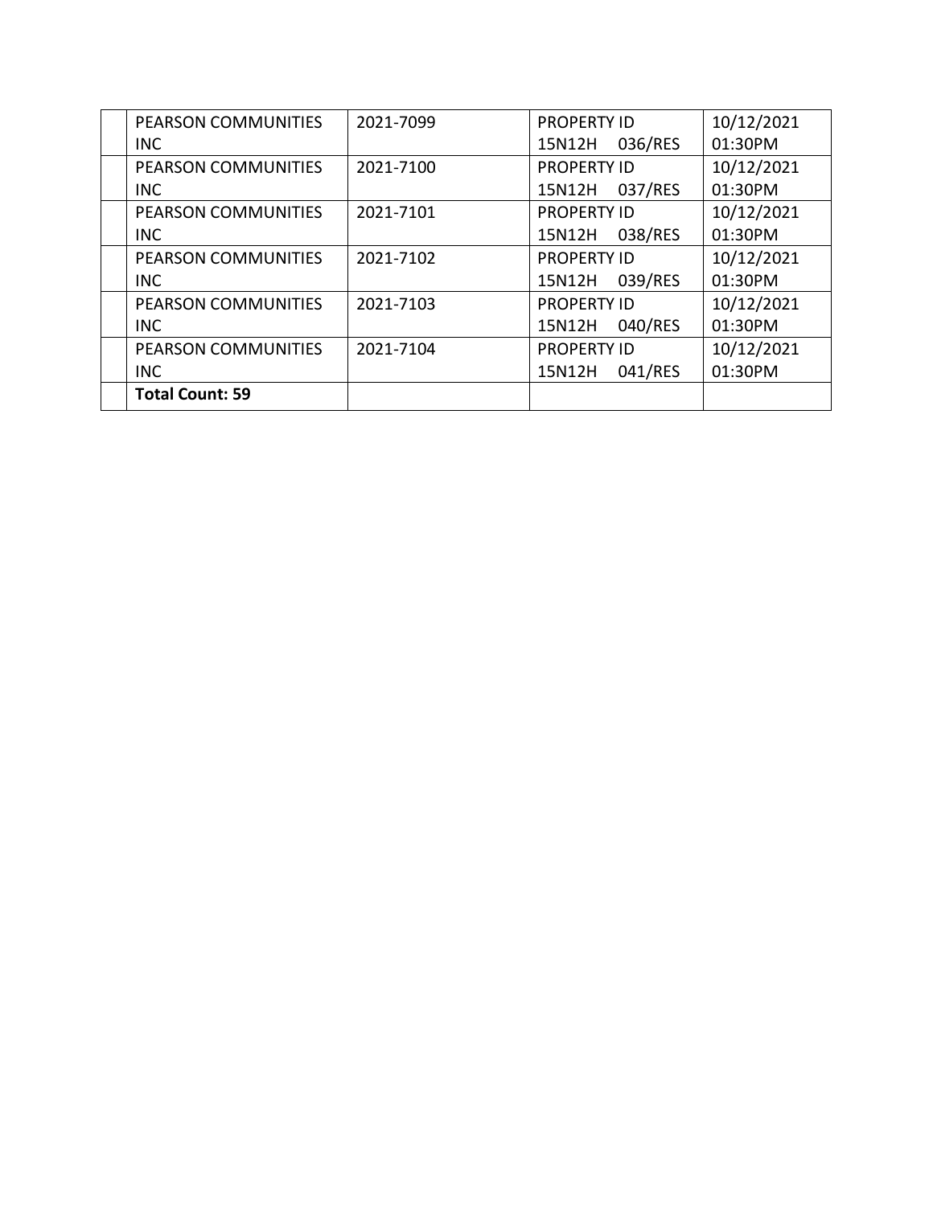| | | | | |
|---|---|---|---|---|
| | PEARSON COMMUNITIES INC | 2021-7099 | PROPERTY ID 15N12H 036/RES | 10/12/2021 01:30PM |
| | PEARSON COMMUNITIES INC | 2021-7100 | PROPERTY ID 15N12H 037/RES | 10/12/2021 01:30PM |
| | PEARSON COMMUNITIES INC | 2021-7101 | PROPERTY ID 15N12H 038/RES | 10/12/2021 01:30PM |
| | PEARSON COMMUNITIES INC | 2021-7102 | PROPERTY ID 15N12H 039/RES | 10/12/2021 01:30PM |
| | PEARSON COMMUNITIES INC | 2021-7103 | PROPERTY ID 15N12H 040/RES | 10/12/2021 01:30PM |
| | PEARSON COMMUNITIES INC | 2021-7104 | PROPERTY ID 15N12H 041/RES | 10/12/2021 01:30PM |
| | **Total Count: 59** | | | |